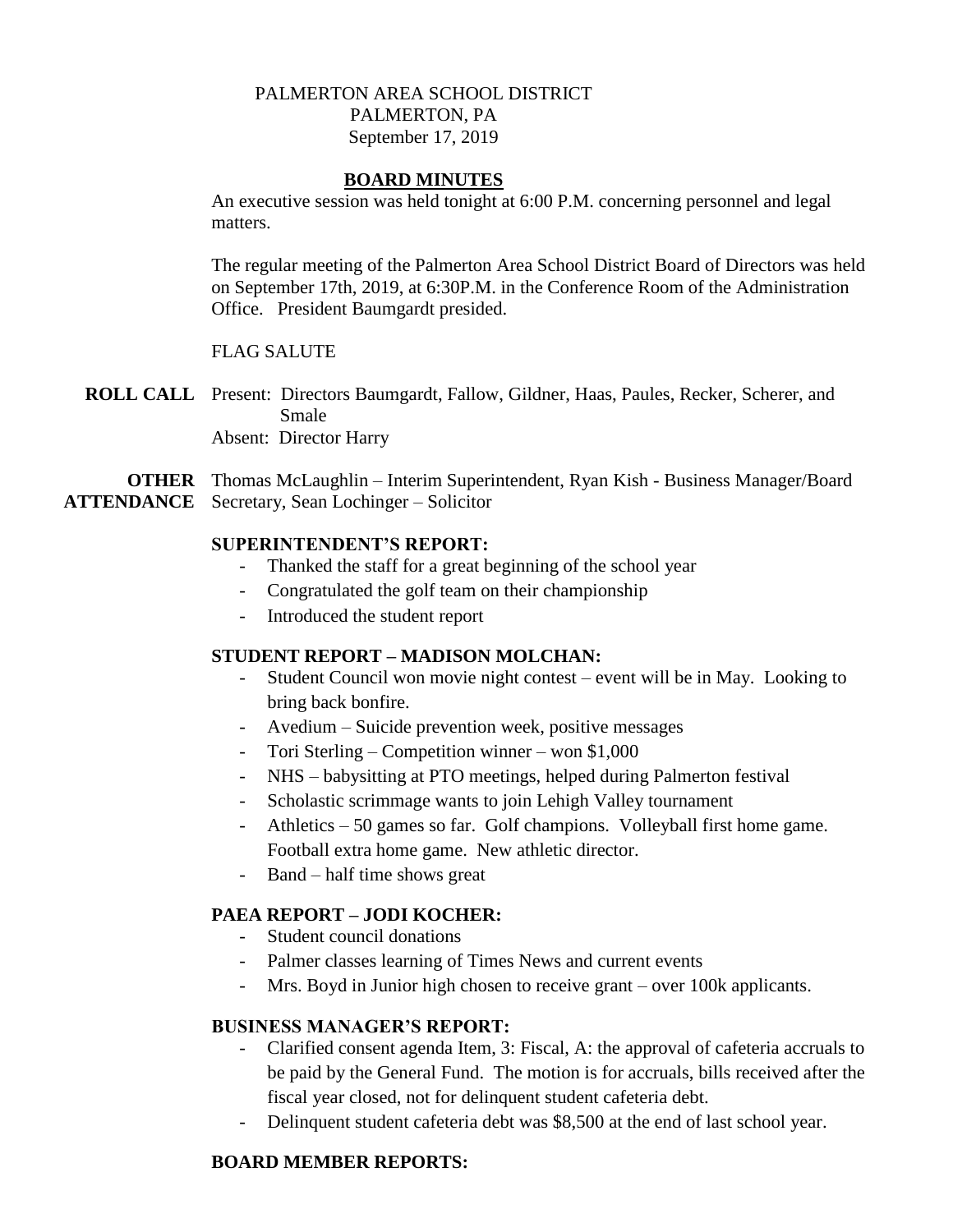PALMERTON AREA SCHOOL DISTRICT
PALMERTON, PA
September 17, 2019

## BOARD MINUTES

An executive session was held tonight at 6:00 P.M. concerning personnel and legal matters.

The regular meeting of the Palmerton Area School District Board of Directors was held on September 17th, 2019, at 6:30P.M. in the Conference Room of the Administration Office. President Baumgardt presided.

FLAG SALUTE

**ROLL CALL** Present: Directors Baumgardt, Fallow, Gildner, Haas, Paules, Recker, Scherer, and Smale
Absent: Director Harry

**OTHER ATTENDANCE** Thomas McLaughlin – Interim Superintendent, Ryan Kish - Business Manager/Board Secretary, Sean Lochinger – Solicitor

**SUPERINTENDENT'S REPORT:**

- Thanked the staff for a great beginning of the school year
- Congratulated the golf team on their championship
- Introduced the student report

**STUDENT REPORT – MADISON MOLCHAN:**

- Student Council won movie night contest – event will be in May. Looking to bring back bonfire.
- Avedium – Suicide prevention week, positive messages
- Tori Sterling – Competition winner – won $1,000
- NHS – babysitting at PTO meetings, helped during Palmerton festival
- Scholastic scrimmage wants to join Lehigh Valley tournament
- Athletics – 50 games so far. Golf champions. Volleyball first home game. Football extra home game. New athletic director.
- Band – half time shows great

**PAEA REPORT – JODI KOCHER:**

- Student council donations
- Palmer classes learning of Times News and current events
- Mrs. Boyd in Junior high chosen to receive grant – over 100k applicants.

**BUSINESS MANAGER'S REPORT:**

- Clarified consent agenda Item, 3: Fiscal, A: the approval of cafeteria accruals to be paid by the General Fund. The motion is for accruals, bills received after the fiscal year closed, not for delinquent student cafeteria debt.
- Delinquent student cafeteria debt was $8,500 at the end of last school year.

**BOARD MEMBER REPORTS:**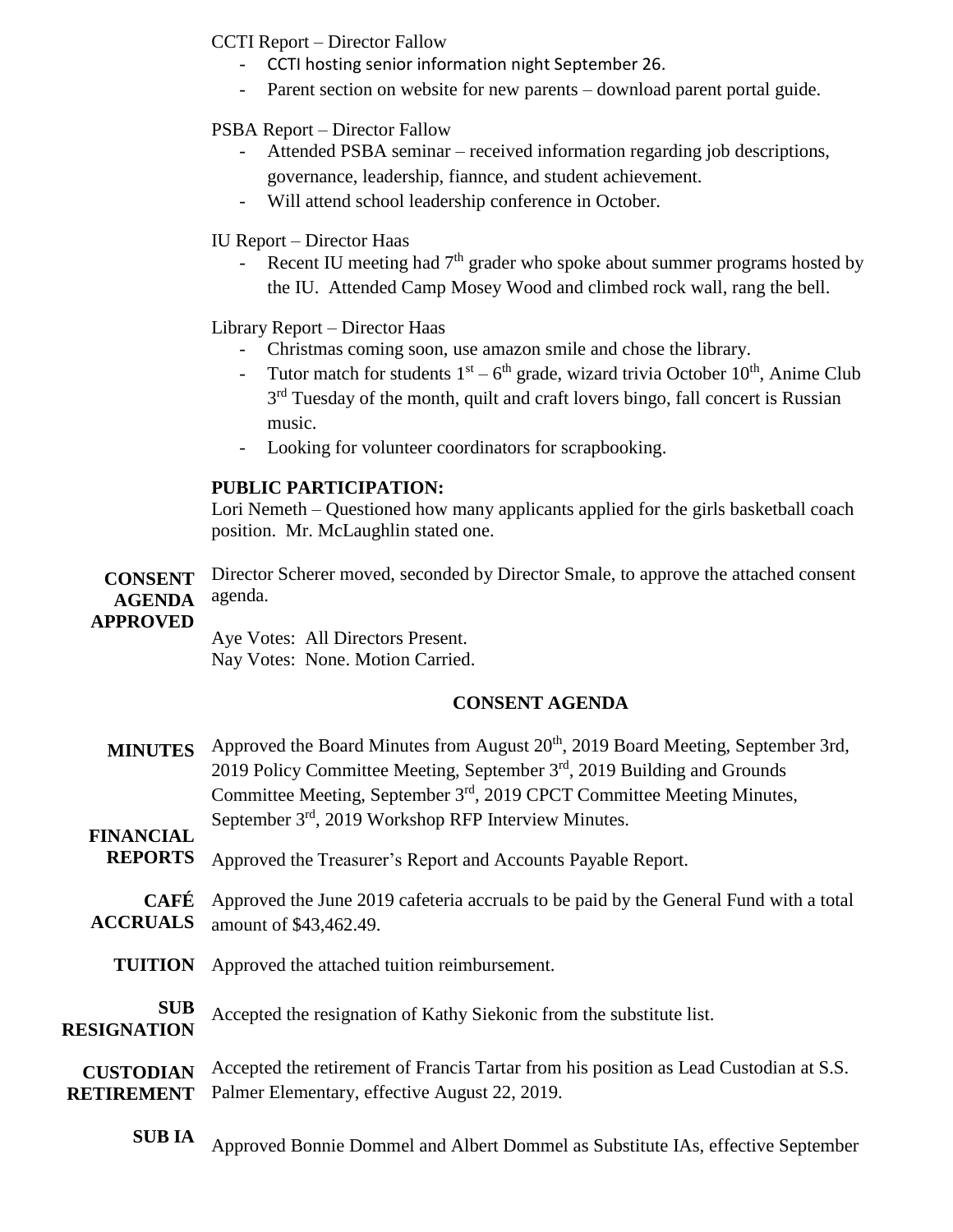CCTI Report – Director Fallow

- CCTI hosting senior information night September 26.
- Parent section on website for new parents – download parent portal guide.

PSBA Report – Director Fallow

- Attended PSBA seminar – received information regarding job descriptions, governance, leadership, fiannce, and student achievement.
- Will attend school leadership conference in October.

IU Report – Director Haas

- Recent IU meeting had 7th grader who spoke about summer programs hosted by the IU. Attended Camp Mosey Wood and climbed rock wall, rang the bell.

Library Report – Director Haas

- Christmas coming soon, use amazon smile and chose the library.
- Tutor match for students 1st – 6th grade, wizard trivia October 10th, Anime Club 3rd Tuesday of the month, quilt and craft lovers bingo, fall concert is Russian music.
- Looking for volunteer coordinators for scrapbooking.

**PUBLIC PARTICIPATION:**

Lori Nemeth – Questioned how many applicants applied for the girls basketball coach position. Mr. McLaughlin stated one.

**CONSENT AGENDA APPROVED**

Director Scherer moved, seconded by Director Smale, to approve the attached consent agenda.

Aye Votes: All Directors Present.
Nay Votes: None. Motion Carried.

**CONSENT AGENDA**

**MINUTES** Approved the Board Minutes from August 20th, 2019 Board Meeting, September 3rd, 2019 Policy Committee Meeting, September 3rd, 2019 Building and Grounds Committee Meeting, September 3rd, 2019 CPCT Committee Meeting Minutes, September 3rd, 2019 Workshop RFP Interview Minutes.

**FINANCIAL REPORTS** Approved the Treasurer's Report and Accounts Payable Report.

**CAFÉ ACCRUALS** Approved the June 2019 cafeteria accruals to be paid by the General Fund with a total amount of $43,462.49.

**TUITION** Approved the attached tuition reimbursement.

**SUB RESIGNATION** Accepted the resignation of Kathy Siekonic from the substitute list.

**CUSTODIAN RETIREMENT** Accepted the retirement of Francis Tartar from his position as Lead Custodian at S.S. Palmer Elementary, effective August 22, 2019.

**SUB IA** Approved Bonnie Dommel and Albert Dommel as Substitute IAs, effective September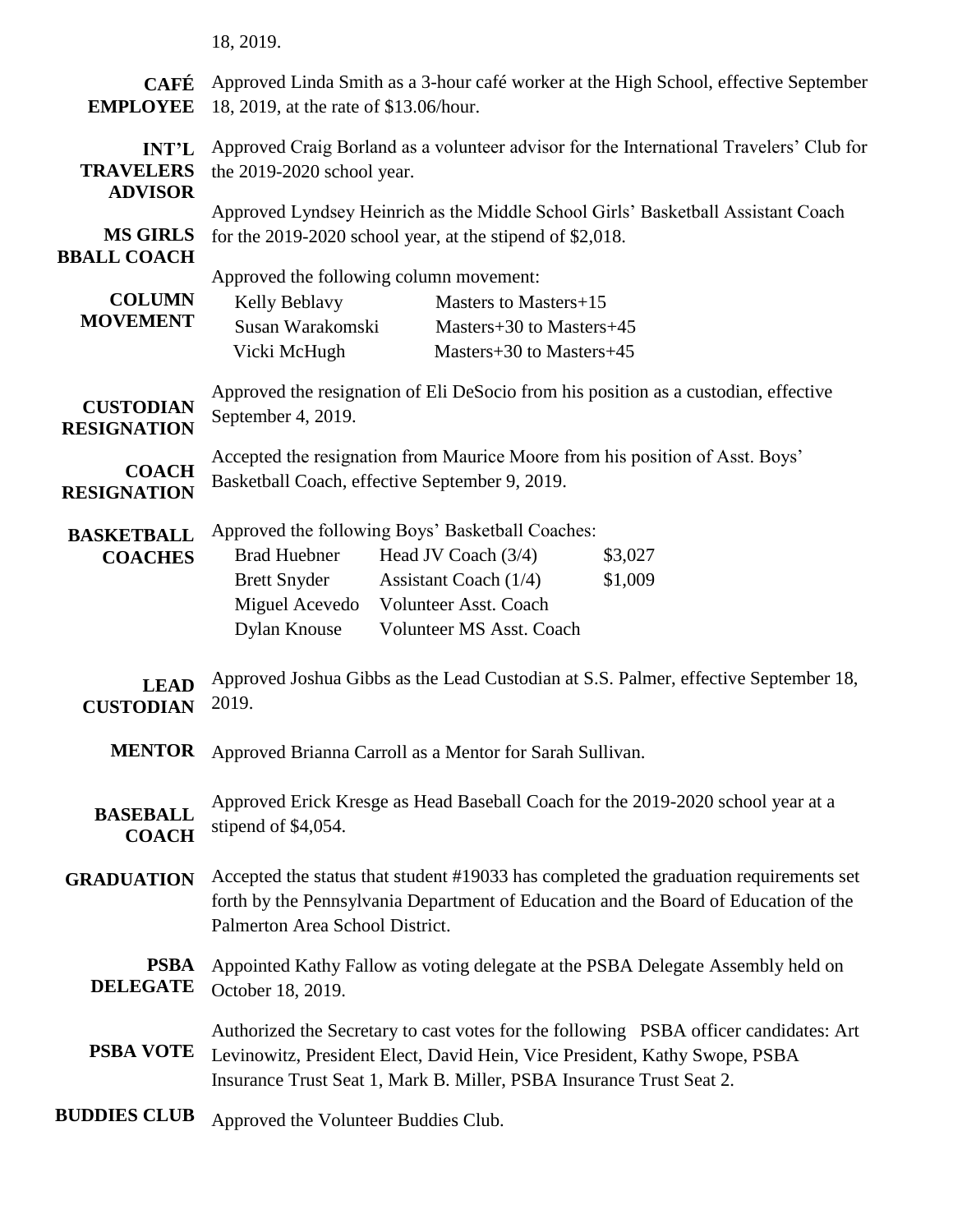18, 2019.

**CAFÉ EMPLOYEE** Approved Linda Smith as a 3-hour café worker at the High School, effective September 18, 2019, at the rate of $13.06/hour.

**INT'L TRAVELERS ADVISOR** Approved Craig Borland as a volunteer advisor for the International Travelers' Club for the 2019-2020 school year.

**MS GIRLS BBALL COACH** Approved Lyndsey Heinrich as the Middle School Girls' Basketball Assistant Coach for the 2019-2020 school year, at the stipend of $2,018.

**COLUMN MOVEMENT** Approved the following column movement:

| | |
|---|---|
| Kelly Beblavy | Masters to Masters+15 |
| Susan Warakomski | Masters+30 to Masters+45 |
| Vicki McHugh | Masters+30 to Masters+45 |

**CUSTODIAN RESIGNATION** Approved the resignation of Eli DeSocio from his position as a custodian, effective September 4, 2019.

**COACH RESIGNATION** Accepted the resignation from Maurice Moore from his position of Asst. Boys' Basketball Coach, effective September 9, 2019.

**BASKETBALL COACHES** Approved the following Boys' Basketball Coaches:

| | | |
|---|---|---|
| Brad Huebner | Head JV Coach (3/4) | $3,027 |
| Brett Snyder | Assistant Coach (1/4) | $1,009 |
| Miguel Acevedo | Volunteer Asst. Coach | |
| Dylan Knouse | Volunteer MS Asst. Coach | |

**LEAD CUSTODIAN** Approved Joshua Gibbs as the Lead Custodian at S.S. Palmer, effective September 18, 2019.

**MENTOR** Approved Brianna Carroll as a Mentor for Sarah Sullivan.

**BASEBALL COACH** Approved Erick Kresge as Head Baseball Coach for the 2019-2020 school year at a stipend of $4,054.

**GRADUATION** Accepted the status that student #19033 has completed the graduation requirements set forth by the Pennsylvania Department of Education and the Board of Education of the Palmerton Area School District.

**PSBA DELEGATE** Appointed Kathy Fallow as voting delegate at the PSBA Delegate Assembly held on October 18, 2019.

**PSBA VOTE** Authorized the Secretary to cast votes for the following PSBA officer candidates: Art Levinowitz, President Elect, David Hein, Vice President, Kathy Swope, PSBA Insurance Trust Seat 1, Mark B. Miller, PSBA Insurance Trust Seat 2.

**BUDDIES CLUB** Approved the Volunteer Buddies Club.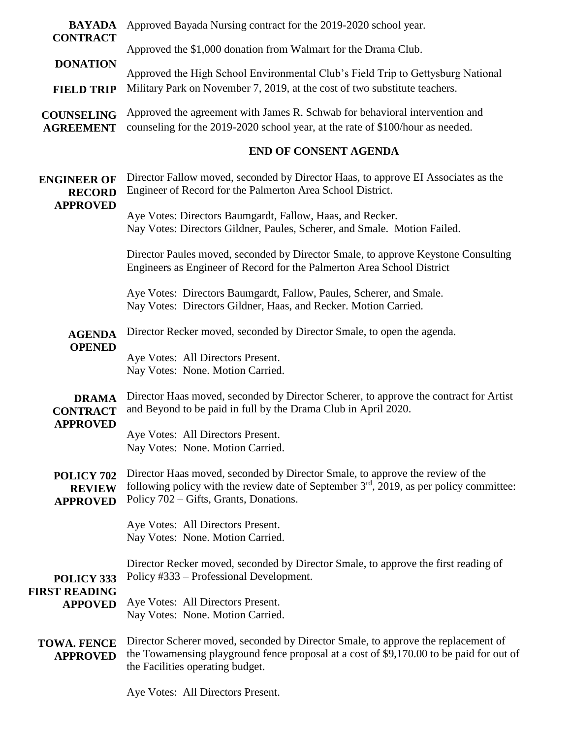**BAYADA CONTRACT** Approved Bayada Nursing contract for the 2019-2020 school year.

**DONATION** Approved the $1,000 donation from Walmart for the Drama Club.

**FIELD TRIP** Approved the High School Environmental Club's Field Trip to Gettysburg National Military Park on November 7, 2019, at the cost of two substitute teachers.

**COUNSELING AGREEMENT** Approved the agreement with James R. Schwab for behavioral intervention and counseling for the 2019-2020 school year, at the rate of $100/hour as needed.

## END OF CONSENT AGENDA

**ENGINEER OF RECORD APPROVED** Director Fallow moved, seconded by Director Haas, to approve EI Associates as the Engineer of Record for the Palmerton Area School District.

Aye Votes: Directors Baumgardt, Fallow, Haas, and Recker.
Nay Votes: Directors Gildner, Paules, Scherer, and Smale. Motion Failed.

Director Paules moved, seconded by Director Smale, to approve Keystone Consulting Engineers as Engineer of Record for the Palmerton Area School District

Aye Votes: Directors Baumgardt, Fallow, Paules, Scherer, and Smale.
Nay Votes: Directors Gildner, Haas, and Recker. Motion Carried.

**AGENDA OPENED** Director Recker moved, seconded by Director Smale, to open the agenda.

Aye Votes: All Directors Present.
Nay Votes: None. Motion Carried.

**DRAMA CONTRACT APPROVED** Director Haas moved, seconded by Director Scherer, to approve the contract for Artist and Beyond to be paid in full by the Drama Club in April 2020.

Aye Votes: All Directors Present.
Nay Votes: None. Motion Carried.

**POLICY 702 REVIEW APPROVED** Director Haas moved, seconded by Director Smale, to approve the review of the following policy with the review date of September 3rd, 2019, as per policy committee: Policy 702 – Gifts, Grants, Donations.

Aye Votes: All Directors Present.
Nay Votes: None. Motion Carried.

**POLICY 333 FIRST READING APPOVED** Director Recker moved, seconded by Director Smale, to approve the first reading of Policy #333 – Professional Development.

Aye Votes: All Directors Present.
Nay Votes: None. Motion Carried.

**TOWA. FENCE APPROVED** Director Scherer moved, seconded by Director Smale, to approve the replacement of the Towamensing playground fence proposal at a cost of $9,170.00 to be paid for out of the Facilities operating budget.

Aye Votes: All Directors Present.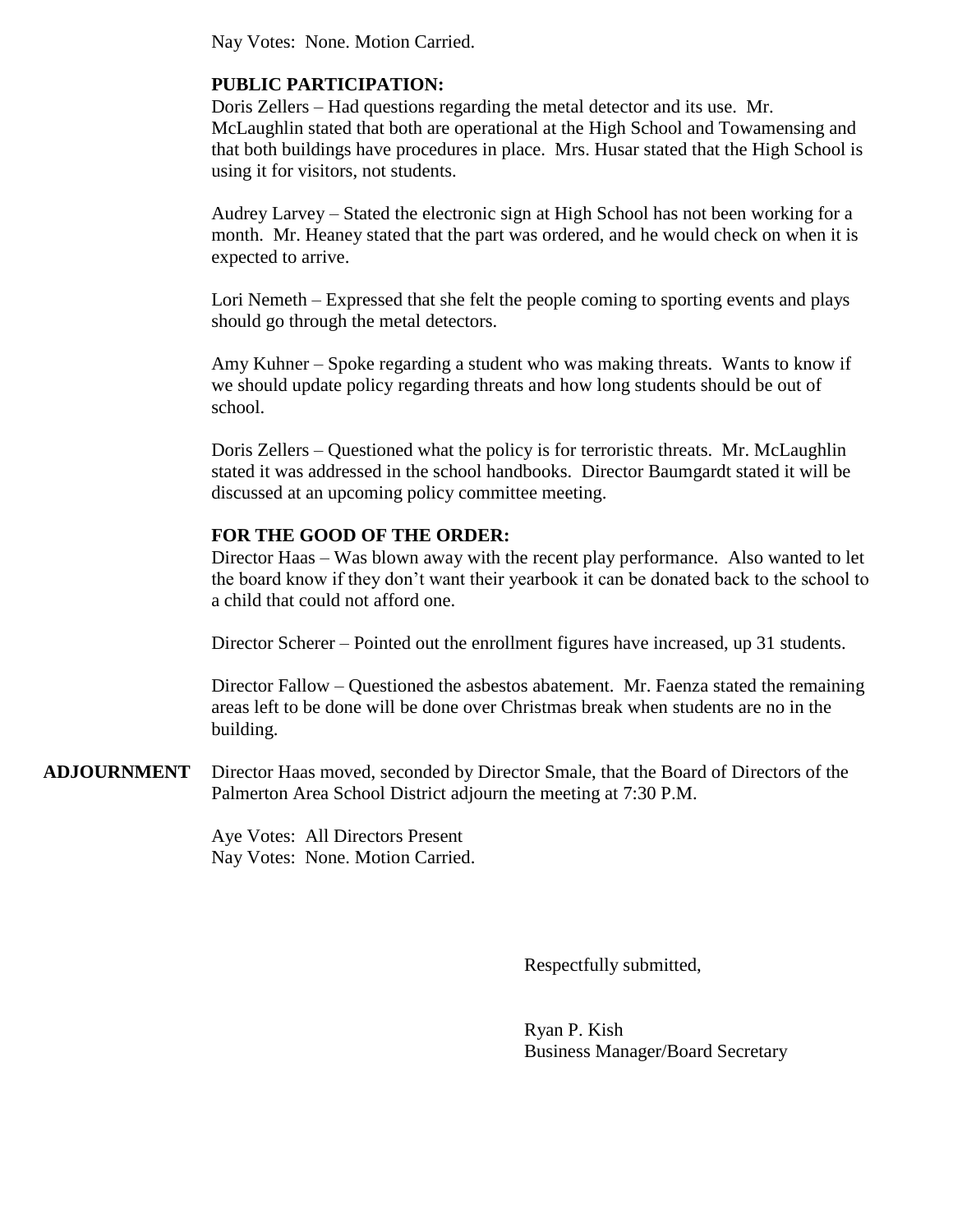Nay Votes: None. Motion Carried.

**PUBLIC PARTICIPATION:**

Doris Zellers – Had questions regarding the metal detector and its use. Mr. McLaughlin stated that both are operational at the High School and Towamensing and that both buildings have procedures in place. Mrs. Husar stated that the High School is using it for visitors, not students.

Audrey Larvey – Stated the electronic sign at High School has not been working for a month. Mr. Heaney stated that the part was ordered, and he would check on when it is expected to arrive.

Lori Nemeth – Expressed that she felt the people coming to sporting events and plays should go through the metal detectors.

Amy Kuhner – Spoke regarding a student who was making threats. Wants to know if we should update policy regarding threats and how long students should be out of school.

Doris Zellers – Questioned what the policy is for terroristic threats. Mr. McLaughlin stated it was addressed in the school handbooks. Director Baumgardt stated it will be discussed at an upcoming policy committee meeting.

**FOR THE GOOD OF THE ORDER:**

Director Haas – Was blown away with the recent play performance. Also wanted to let the board know if they don't want their yearbook it can be donated back to the school to a child that could not afford one.

Director Scherer – Pointed out the enrollment figures have increased, up 31 students.

Director Fallow – Questioned the asbestos abatement. Mr. Faenza stated the remaining areas left to be done will be done over Christmas break when students are no in the building.

**ADJOURNMENT** Director Haas moved, seconded by Director Smale, that the Board of Directors of the Palmerton Area School District adjourn the meeting at 7:30 P.M.

Aye Votes: All Directors Present
Nay Votes: None. Motion Carried.

Respectfully submitted,

Ryan P. Kish
Business Manager/Board Secretary